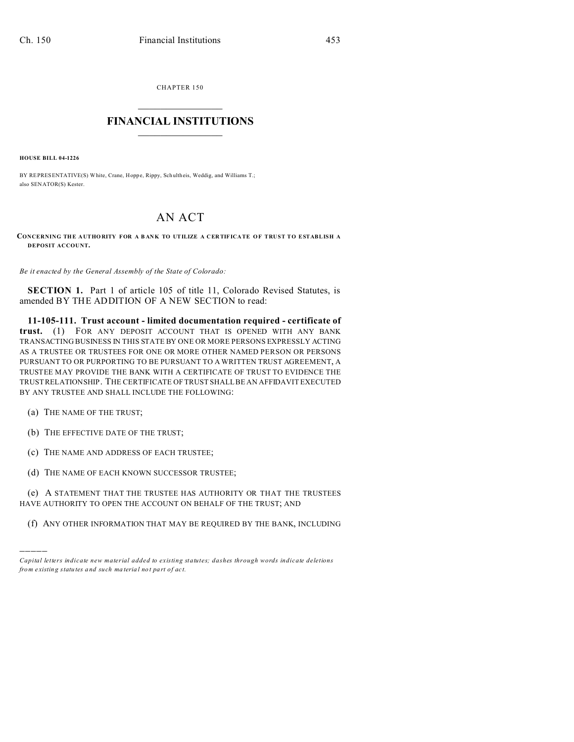CHAPTER 150

# FINANCIAL INSTITUTIONS

**HOUSE BILL 04-1226**

BY REPRESENTATIVE(S) White, Crane, Hoppe, Rippy, Schultheis, Weddig, and Williams T.; also SENATOR(S) Kester.

## AN ACT

**CONCERNING THE AUTHORITY FOR A BANK TO UTILIZE A CERTIFICATE OF TRUST TO ESTABLISH A DEPOSIT ACCOUNT.**

*Be it enacted by the General Assembly of the State of Colorado:*

**SECTION 1.** Part 1 of article 105 of title 11, Colorado Revised Statutes, is amended BY THE ADDITION OF A NEW SECTION to read:

**11-105-111. Trust account - limited documentation required - certificate of trust.** (1) FOR ANY DEPOSIT ACCOUNT THAT IS OPENED WITH ANY BANK TRANSACTING BUSINESS IN THIS STATE BY ONE OR MORE PERSONS EXPRESSLY ACTING AS A TRUSTEE OR TRUSTEES FOR ONE OR MORE OTHER NAMED PERSON OR PERSONS PURSUANT TO OR PURPORTING TO BE PURSUANT TO A WRITTEN TRUST AGREEMENT, A TRUSTEE MAY PROVIDE THE BANK WITH A CERTIFICATE OF TRUST TO EVIDENCE THE TRUST RELATIONSHIP. THE CERTIFICATE OF TRUST SHALL BE AN AFFIDAVIT EXECUTED BY ANY TRUSTEE AND SHALL INCLUDE THE FOLLOWING:

(a) THE NAME OF THE TRUST;

(b) THE EFFECTIVE DATE OF THE TRUST;

(c) THE NAME AND ADDRESS OF EACH TRUSTEE;

(d) THE NAME OF EACH KNOWN SUCCESSOR TRUSTEE;

(e) A STATEMENT THAT THE TRUSTEE HAS AUTHORITY OR THAT THE TRUSTEES HAVE AUTHORITY TO OPEN THE ACCOUNT ON BEHALF OF THE TRUST; AND

(f) ANY OTHER INFORMATION THAT MAY BE REQUIRED BY THE BANK, INCLUDING

---

*Capital letters indicate new material added to existing statutes; dashes through words indicate deletions from existing statutes and such material not part of act.*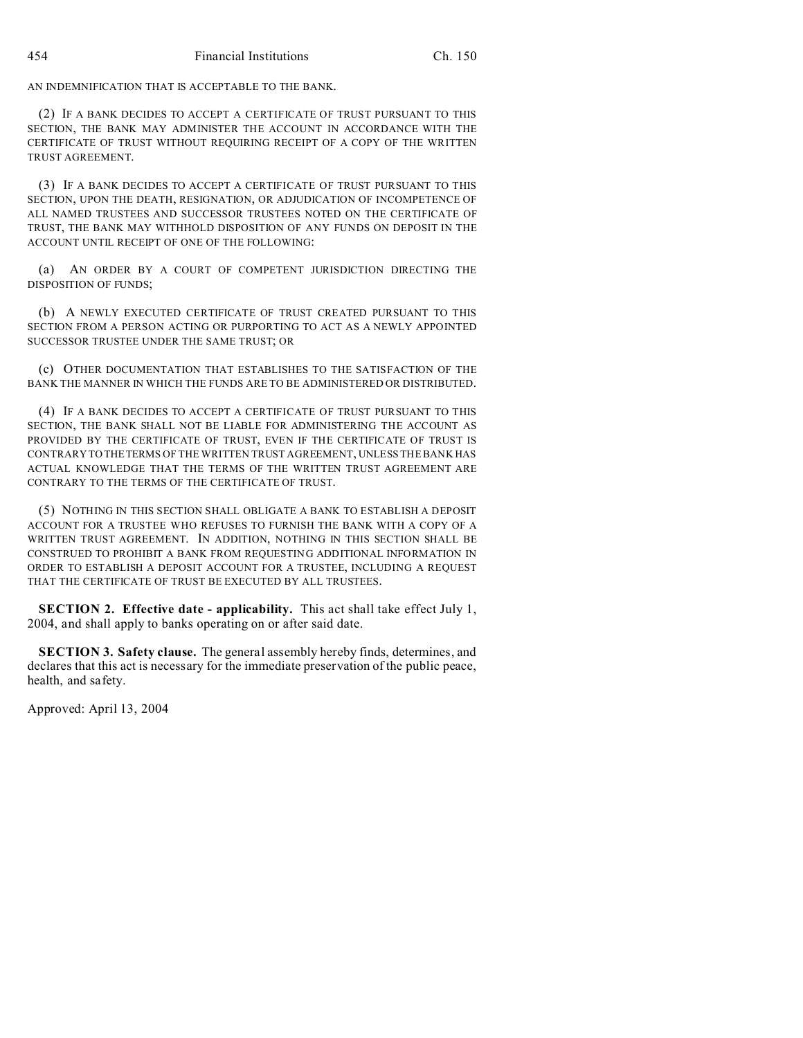AN INDEMNIFICATION THAT IS ACCEPTABLE TO THE BANK.

(2) IF A BANK DECIDES TO ACCEPT A CERTIFICATE OF TRUST PURSUANT TO THIS SECTION, THE BANK MAY ADMINISTER THE ACCOUNT IN ACCORDANCE WITH THE CERTIFICATE OF TRUST WITHOUT REQUIRING RECEIPT OF A COPY OF THE WRITTEN TRUST AGREEMENT.

(3) IF A BANK DECIDES TO ACCEPT A CERTIFICATE OF TRUST PURSUANT TO THIS SECTION, UPON THE DEATH, RESIGNATION, OR ADJUDICATION OF INCOMPETENCE OF ALL NAMED TRUSTEES AND SUCCESSOR TRUSTEES NOTED ON THE CERTIFICATE OF TRUST, THE BANK MAY WITHHOLD DISPOSITION OF ANY FUNDS ON DEPOSIT IN THE ACCOUNT UNTIL RECEIPT OF ONE OF THE FOLLOWING:

(a) AN ORDER BY A COURT OF COMPETENT JURISDICTION DIRECTING THE DISPOSITION OF FUNDS;

(b) A NEWLY EXECUTED CERTIFICATE OF TRUST CREATED PURSUANT TO THIS SECTION FROM A PERSON ACTING OR PURPORTING TO ACT AS A NEWLY APPOINTED SUCCESSOR TRUSTEE UNDER THE SAME TRUST; OR

(c) OTHER DOCUMENTATION THAT ESTABLISHES TO THE SATISFACTION OF THE BANK THE MANNER IN WHICH THE FUNDS ARE TO BE ADMINISTERED OR DISTRIBUTED.

(4) IF A BANK DECIDES TO ACCEPT A CERTIFICATE OF TRUST PURSUANT TO THIS SECTION, THE BANK SHALL NOT BE LIABLE FOR ADMINISTERING THE ACCOUNT AS PROVIDED BY THE CERTIFICATE OF TRUST, EVEN IF THE CERTIFICATE OF TRUST IS CONTRARY TO THE TERMS OF THE WRITTEN TRUST AGREEMENT, UNLESS THE BANK HAS ACTUAL KNOWLEDGE THAT THE TERMS OF THE WRITTEN TRUST AGREEMENT ARE CONTRARY TO THE TERMS OF THE CERTIFICATE OF TRUST.

(5) NOTHING IN THIS SECTION SHALL OBLIGATE A BANK TO ESTABLISH A DEPOSIT ACCOUNT FOR A TRUSTEE WHO REFUSES TO FURNISH THE BANK WITH A COPY OF A WRITTEN TRUST AGREEMENT. IN ADDITION, NOTHING IN THIS SECTION SHALL BE CONSTRUED TO PROHIBIT A BANK FROM REQUESTING ADDITIONAL INFORMATION IN ORDER TO ESTABLISH A DEPOSIT ACCOUNT FOR A TRUSTEE, INCLUDING A REQUEST THAT THE CERTIFICATE OF TRUST BE EXECUTED BY ALL TRUSTEES.

**SECTION 2. Effective date - applicability.** This act shall take effect July 1, 2004, and shall apply to banks operating on or after said date.

**SECTION 3. Safety clause.** The general assembly hereby finds, determines, and declares that this act is necessary for the immediate preservation of the public peace, health, and safety.

Approved: April 13, 2004